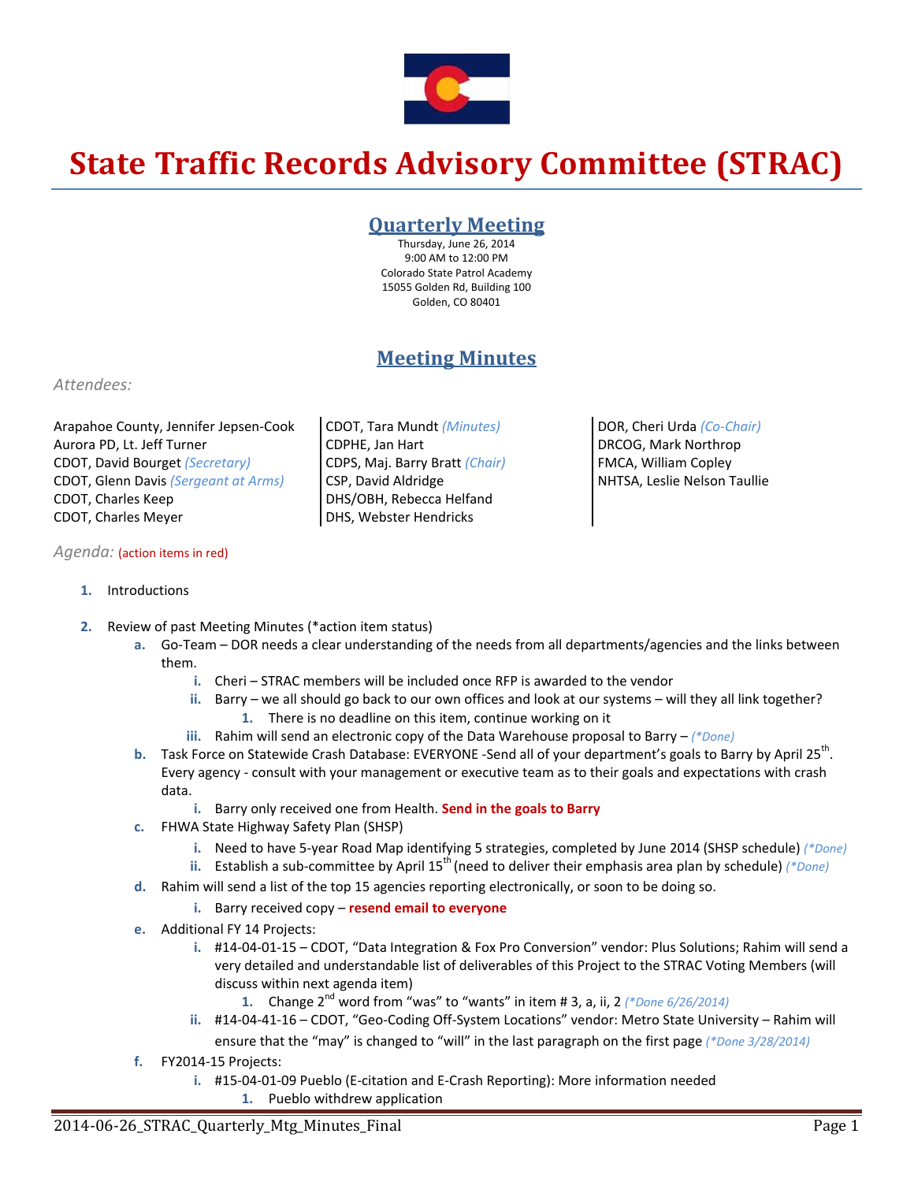# State Traffic Records Advisory Committee (STRAC)

## Quarterly Meeting

Thursday, June 26, 2014
9:00 AM to 12:00 PM
Colorado State Patrol Academy
15055 Golden Rd, Building 100
Golden, CO 80401

## Meeting Minutes

*Attendees:*

Arapahoe County, Jennifer Jepsen-Cook
Aurora PD, Lt. Jeff Turner
CDOT, David Bourget *(Secretary)*
CDOT, Glenn Davis *(Sergeant at Arms)*
CDOT, Charles Keep
CDOT, Charles Meyer
CDOT, Tara Mundt *(Minutes)*
CDPHE, Jan Hart
CDPS, Maj. Barry Bratt *(Chair)*
CSP, David Aldridge
DHS/OBH, Rebecca Helfand
DHS, Webster Hendricks
DOR, Cheri Urda *(Co-Chair)*
DRCOG, Mark Northrop
FMCA, William Copley
NHTSA, Leslie Nelson Taullie

*Agenda:* (action items in red)

1. Introductions

2. Review of past Meeting Minutes (*action item status)
   a. Go-Team – DOR needs a clear understanding of the needs from all departments/agencies and the links between them.
      i. Cheri – STRAC members will be included once RFP is awarded to the vendor
      ii. Barry – we all should go back to our own offices and look at our systems – will they all link together?
         1. There is no deadline on this item, continue working on it
      iii. Rahim will send an electronic copy of the Data Warehouse proposal to Barry – *(*Done)*
   b. Task Force on Statewide Crash Database: EVERYONE -Send all of your department's goals to Barry by April 25th. Every agency - consult with your management or executive team as to their goals and expectations with crash data.
      i. Barry only received one from Health. **Send in the goals to Barry**
   c. FHWA State Highway Safety Plan (SHSP)
      i. Need to have 5-year Road Map identifying 5 strategies, completed by June 2014 (SHSP schedule) *(*Done)*
      ii. Establish a sub-committee by April 15th (need to deliver their emphasis area plan by schedule) *(*Done)*
   d. Rahim will send a list of the top 15 agencies reporting electronically, or soon to be doing so.
      i. Barry received copy – **resend email to everyone**
   e. Additional FY 14 Projects:
      i. #14-04-01-15 – CDOT, "Data Integration & Fox Pro Conversion" vendor: Plus Solutions; Rahim will send a very detailed and understandable list of deliverables of this Project to the STRAC Voting Members (will discuss within next agenda item)
         1. Change 2nd word from "was" to "wants" in item # 3, a, ii, 2 *(*Done 6/26/2014)*
      ii. #14-04-41-16 – CDOT, "Geo-Coding Off-System Locations" vendor: Metro State University – Rahim will ensure that the "may" is changed to "will" in the last paragraph on the first page *(*Done 3/28/2014)*
   f. FY2014-15 Projects:
      i. #15-04-01-09 Pueblo (E-citation and E-Crash Reporting): More information needed
         1. Pueblo withdrew application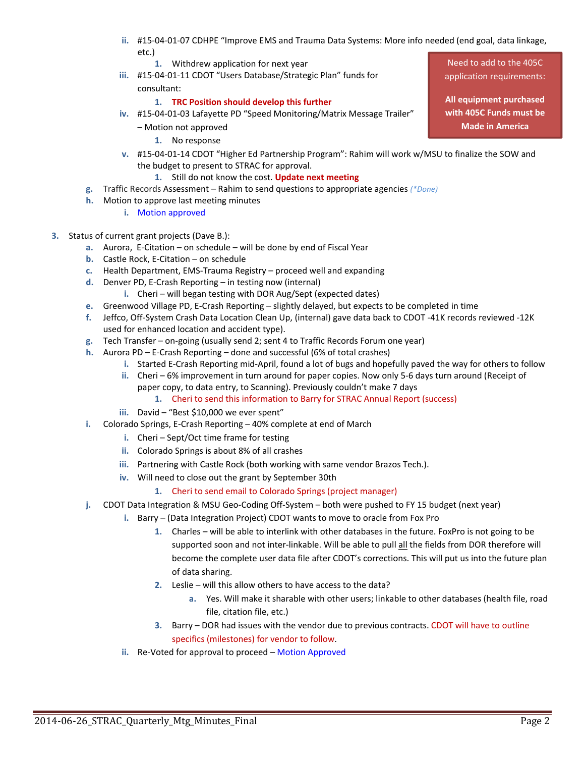- ii. #15-04-01-07 CDHPE "Improve EMS and Trauma Data Systems: More info needed (end goal, data linkage, etc.)
     1. Withdrew application for next year
   - iii. #15-04-01-11 CDOT "Users Database/Strategic Plan" funds for consultant:
     1. **TRC Position should develop this further**
   - iv. #15-04-01-03 Lafayette PD "Speed Monitoring/Matrix Message Trailer" – Motion not approved
     1. No response
   - v. #15-04-01-14 CDOT "Higher Ed Partnership Program": Rahim will work w/MSU to finalize the SOW and the budget to present to STRAC for approval.
     1. Still do not know the cost. **Update next meeting**

> Need to add to the 405C application requirements:
>
> **All equipment purchased with 405C Funds must be Made in America**

- g. Traffic Records Assessment – Rahim to send questions to appropriate agencies *(\*Done)*
- h. Motion to approve last meeting minutes
  - i. Motion approved

3. Status of current grant projects (Dave B.):
   - a. Aurora, E-Citation – on schedule – will be done by end of Fiscal Year
   - b. Castle Rock, E-Citation – on schedule
   - c. Health Department, EMS-Trauma Registry – proceed well and expanding
   - d. Denver PD, E-Crash Reporting – in testing now (internal)
     - i. Cheri – will began testing with DOR Aug/Sept (expected dates)
   - e. Greenwood Village PD, E-Crash Reporting – slightly delayed, but expects to be completed in time
   - f. Jeffco, Off-System Crash Data Location Clean Up, (internal) gave data back to CDOT -41K records reviewed -12K used for enhanced location and accident type).
   - g. Tech Transfer – on-going (usually send 2; sent 4 to Traffic Records Forum one year)
   - h. Aurora PD – E-Crash Reporting – done and successful (6% of total crashes)
     - i. Started E-Crash Reporting mid-April, found a lot of bugs and hopefully paved the way for others to follow
     - ii. Cheri – 6% improvement in turn around for paper copies. Now only 5-6 days turn around (Receipt of paper copy, to data entry, to Scanning). Previously couldn't make 7 days
       1. Cheri to send this information to Barry for STRAC Annual Report (success)
     - iii. David – "Best $10,000 we ever spent"
   - i. Colorado Springs, E-Crash Reporting – 40% complete at end of March
     - i. Cheri – Sept/Oct time frame for testing
     - ii. Colorado Springs is about 8% of all crashes
     - iii. Partnering with Castle Rock (both working with same vendor Brazos Tech.).
     - iv. Will need to close out the grant by September 30th
       1. Cheri to send email to Colorado Springs (project manager)
   - j. CDOT Data Integration & MSU Geo-Coding Off-System – both were pushed to FY 15 budget (next year)
     - i. Barry – (Data Integration Project) CDOT wants to move to oracle from Fox Pro
       1. Charles – will be able to interlink with other databases in the future. FoxPro is not going to be supported soon and not inter-linkable. Will be able to pull all the fields from DOR therefore will become the complete user data file after CDOT's corrections. This will put us into the future plan of data sharing.
       2. Leslie – will this allow others to have access to the data?
          - a. Yes. Will make it sharable with other users; linkable to other databases (health file, road file, citation file, etc.)
       3. Barry – DOR had issues with the vendor due to previous contracts. CDOT will have to outline specifics (milestones) for vendor to follow.
     - ii. Re-Voted for approval to proceed – Motion Approved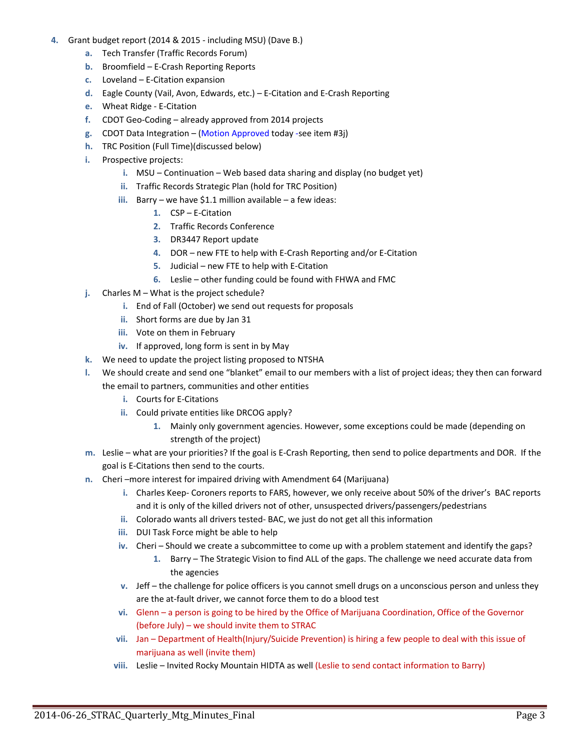4. Grant budget report (2014 & 2015 - including MSU) (Dave B.)
    a. Tech Transfer (Traffic Records Forum)
    b. Broomfield – E-Crash Reporting Reports
    c. Loveland – E-Citation expansion
    d. Eagle County (Vail, Avon, Edwards, etc.) – E-Citation and E-Crash Reporting
    e. Wheat Ridge - E-Citation
    f. CDOT Geo-Coding – already approved from 2014 projects
    g. CDOT Data Integration – (Motion Approved today -see item #3j)
    h. TRC Position (Full Time)(discussed below)
    i. Prospective projects:
        i. MSU – Continuation – Web based data sharing and display (no budget yet)
        ii. Traffic Records Strategic Plan (hold for TRC Position)
        iii. Barry – we have $1.1 million available – a few ideas:
            1. CSP – E-Citation
            2. Traffic Records Conference
            3. DR3447 Report update
            4. DOR – new FTE to help with E-Crash Reporting and/or E-Citation
            5. Judicial – new FTE to help with E-Citation
            6. Leslie – other funding could be found with FHWA and FMC
    j. Charles M – What is the project schedule?
        i. End of Fall (October) we send out requests for proposals
        ii. Short forms are due by Jan 31
        iii. Vote on them in February
        iv. If approved, long form is sent in by May
    k. We need to update the project listing proposed to NTSHA
    l. We should create and send one "blanket" email to our members with a list of project ideas; they then can forward the email to partners, communities and other entities
        i. Courts for E-Citations
        ii. Could private entities like DRCOG apply?
            1. Mainly only government agencies. However, some exceptions could be made (depending on strength of the project)
    m. Leslie – what are your priorities? If the goal is E-Crash Reporting, then send to police departments and DOR. If the goal is E-Citations then send to the courts.
    n. Cheri –more interest for impaired driving with Amendment 64 (Marijuana)
        i. Charles Keep- Coroners reports to FARS, however, we only receive about 50% of the driver's BAC reports and it is only of the killed drivers not of other, unsuspected drivers/passengers/pedestrians
        ii. Colorado wants all drivers tested- BAC, we just do not get all this information
        iii. DUI Task Force might be able to help
        iv. Cheri – Should we create a subcommittee to come up with a problem statement and identify the gaps?
            1. Barry – The Strategic Vision to find ALL of the gaps. The challenge we need accurate data from the agencies
        v. Jeff – the challenge for police officers is you cannot smell drugs on a unconscious person and unless they are the at-fault driver, we cannot force them to do a blood test
        vi. Glenn – a person is going to be hired by the Office of Marijuana Coordination, Office of the Governor (before July) – we should invite them to STRAC
        vii. Jan – Department of Health(Injury/Suicide Prevention) is hiring a few people to deal with this issue of marijuana as well (invite them)
        viii. Leslie – Invited Rocky Mountain HIDTA as well (Leslie to send contact information to Barry)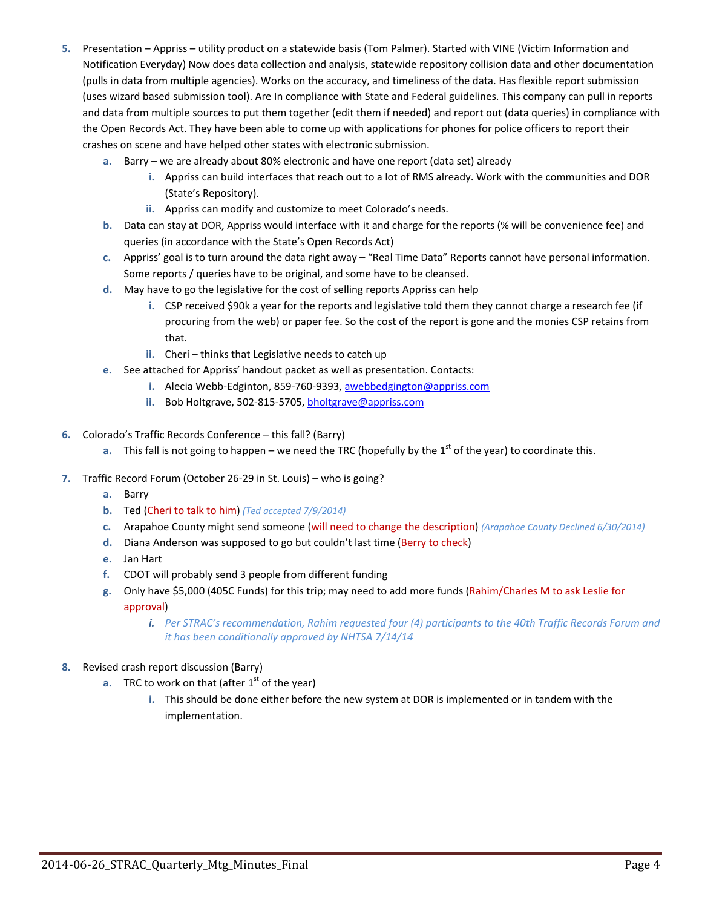5. Presentation – Appriss – utility product on a statewide basis (Tom Palmer). Started with VINE (Victim Information and Notification Everyday) Now does data collection and analysis, statewide repository collision data and other documentation (pulls in data from multiple agencies). Works on the accuracy, and timeliness of the data. Has flexible report submission (uses wizard based submission tool). Are In compliance with State and Federal guidelines. This company can pull in reports and data from multiple sources to put them together (edit them if needed) and report out (data queries) in compliance with the Open Records Act. They have been able to come up with applications for phones for police officers to report their crashes on scene and have helped other states with electronic submission.
    a. Barry – we are already about 80% electronic and have one report (data set) already
        i. Appriss can build interfaces that reach out to a lot of RMS already. Work with the communities and DOR (State's Repository).
        ii. Appriss can modify and customize to meet Colorado's needs.
    b. Data can stay at DOR, Appriss would interface with it and charge for the reports (% will be convenience fee) and queries (in accordance with the State's Open Records Act)
    c. Appriss' goal is to turn around the data right away – "Real Time Data" Reports cannot have personal information. Some reports / queries have to be original, and some have to be cleansed.
    d. May have to go the legislative for the cost of selling reports Appriss can help
        i. CSP received $90k a year for the reports and legislative told them they cannot charge a research fee (if procuring from the web) or paper fee. So the cost of the report is gone and the monies CSP retains from that.
        ii. Cheri – thinks that Legislative needs to catch up
    e. See attached for Appriss' handout packet as well as presentation. Contacts:
        i. Alecia Webb-Edginton, 859-760-9393, awebbedgington@appriss.com
        ii. Bob Holtgrave, 502-815-5705, bholtgrave@appriss.com

6. Colorado's Traffic Records Conference – this fall? (Barry)
    a. This fall is not going to happen – we need the TRC (hopefully by the 1st of the year) to coordinate this.

7. Traffic Record Forum (October 26-29 in St. Louis) – who is going?
    a. Barry
    b. Ted (Cheri to talk to him) *(Ted accepted 7/9/2014)*
    c. Arapahoe County might send someone (will need to change the description) *(Arapahoe County Declined 6/30/2014)*
    d. Diana Anderson was supposed to go but couldn't last time (Berry to check)
    e. Jan Hart
    f. CDOT will probably send 3 people from different funding
    g. Only have $5,000 (405C Funds) for this trip; may need to add more funds (Rahim/Charles M to ask Leslie for approval)
        i. *Per STRAC's recommendation, Rahim requested four (4) participants to the 40th Traffic Records Forum and it has been conditionally approved by NHTSA 7/14/14*

8. Revised crash report discussion (Barry)
    a. TRC to work on that (after 1st of the year)
        i. This should be done either before the new system at DOR is implemented or in tandem with the implementation.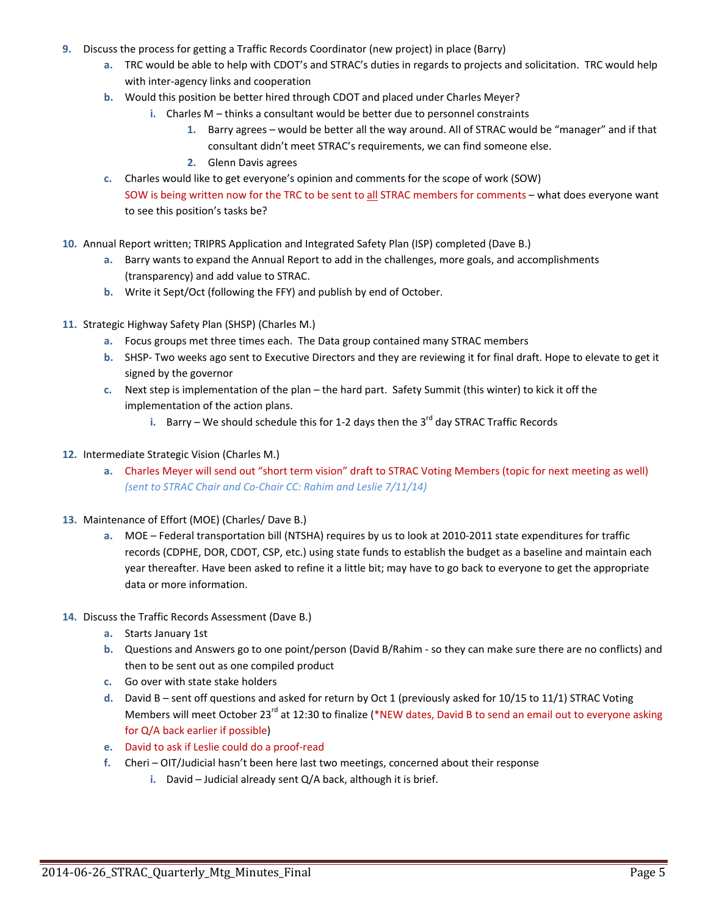9. Discuss the process for getting a Traffic Records Coordinator (new project) in place (Barry)
    a. TRC would be able to help with CDOT's and STRAC's duties in regards to projects and solicitation. TRC would help with inter-agency links and cooperation
    b. Would this position be better hired through CDOT and placed under Charles Meyer?
        i. Charles M – thinks a consultant would be better due to personnel constraints
            1. Barry agrees – would be better all the way around. All of STRAC would be "manager" and if that consultant didn't meet STRAC's requirements, we can find someone else.
            2. Glenn Davis agrees
    c. Charles would like to get everyone's opinion and comments for the scope of work (SOW)
    SOW is being written now for the TRC to be sent to all STRAC members for comments – what does everyone want to see this position's tasks be?

10. Annual Report written; TRIPRS Application and Integrated Safety Plan (ISP) completed (Dave B.)
    a. Barry wants to expand the Annual Report to add in the challenges, more goals, and accomplishments (transparency) and add value to STRAC.
    b. Write it Sept/Oct (following the FFY) and publish by end of October.

11. Strategic Highway Safety Plan (SHSP) (Charles M.)
    a. Focus groups met three times each. The Data group contained many STRAC members
    b. SHSP- Two weeks ago sent to Executive Directors and they are reviewing it for final draft. Hope to elevate to get it signed by the governor
    c. Next step is implementation of the plan – the hard part. Safety Summit (this winter) to kick it off the implementation of the action plans.
        i. Barry – We should schedule this for 1-2 days then the 3rd day STRAC Traffic Records

12. Intermediate Strategic Vision (Charles M.)
    a. Charles Meyer will send out "short term vision" draft to STRAC Voting Members (topic for next meeting as well) *(sent to STRAC Chair and Co-Chair CC: Rahim and Leslie 7/11/14)*

13. Maintenance of Effort (MOE) (Charles/ Dave B.)
    a. MOE – Federal transportation bill (NTSHA) requires by us to look at 2010-2011 state expenditures for traffic records (CDPHE, DOR, CDOT, CSP, etc.) using state funds to establish the budget as a baseline and maintain each year thereafter. Have been asked to refine it a little bit; may have to go back to everyone to get the appropriate data or more information.

14. Discuss the Traffic Records Assessment (Dave B.)
    a. Starts January 1st
    b. Questions and Answers go to one point/person (David B/Rahim - so they can make sure there are no conflicts) and then to be sent out as one compiled product
    c. Go over with state stake holders
    d. David B – sent off questions and asked for return by Oct 1 (previously asked for 10/15 to 11/1) STRAC Voting Members will meet October 23rd at 12:30 to finalize (*NEW dates, David B to send an email out to everyone asking for Q/A back earlier if possible)
    e. David to ask if Leslie could do a proof-read
    f. Cheri – OIT/Judicial hasn't been here last two meetings, concerned about their response
        i. David – Judicial already sent Q/A back, although it is brief.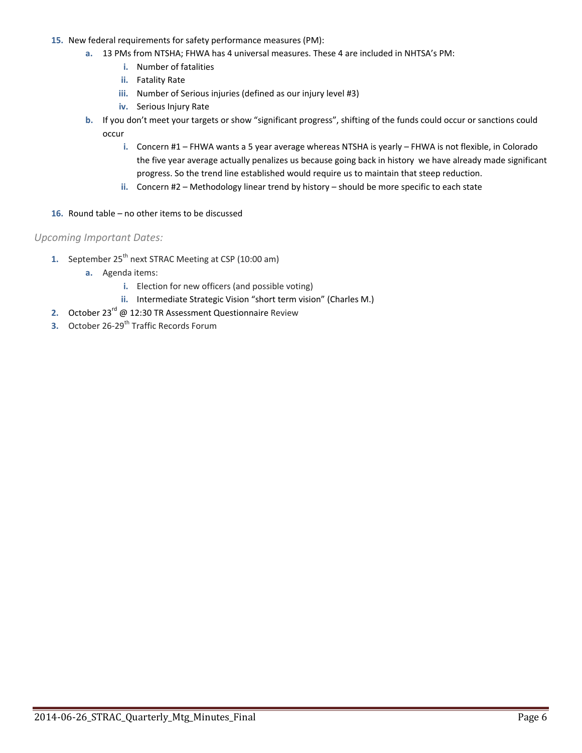15. New federal requirements for safety performance measures (PM):
    a. 13 PMs from NTSHA; FHWA has 4 universal measures. These 4 are included in NHTSA's PM:
        i. Number of fatalities
        ii. Fatality Rate
        iii. Number of Serious injuries (defined as our injury level #3)
        iv. Serious Injury Rate
    b. If you don't meet your targets or show "significant progress", shifting of the funds could occur or sanctions could occur
        i. Concern #1 – FHWA wants a 5 year average whereas NTSHA is yearly – FHWA is not flexible, in Colorado the five year average actually penalizes us because going back in history we have already made significant progress. So the trend line established would require us to maintain that steep reduction.
        ii. Concern #2 – Methodology linear trend by history – should be more specific to each state

16. Round table – no other items to be discussed

*Upcoming Important Dates:*

1. September 25th next STRAC Meeting at CSP (10:00 am)
    a. Agenda items:
        i. Election for new officers (and possible voting)
        ii. Intermediate Strategic Vision "short term vision" (Charles M.)
2. October 23rd @ 12:30 TR Assessment Questionnaire Review
3. October 26-29th Traffic Records Forum